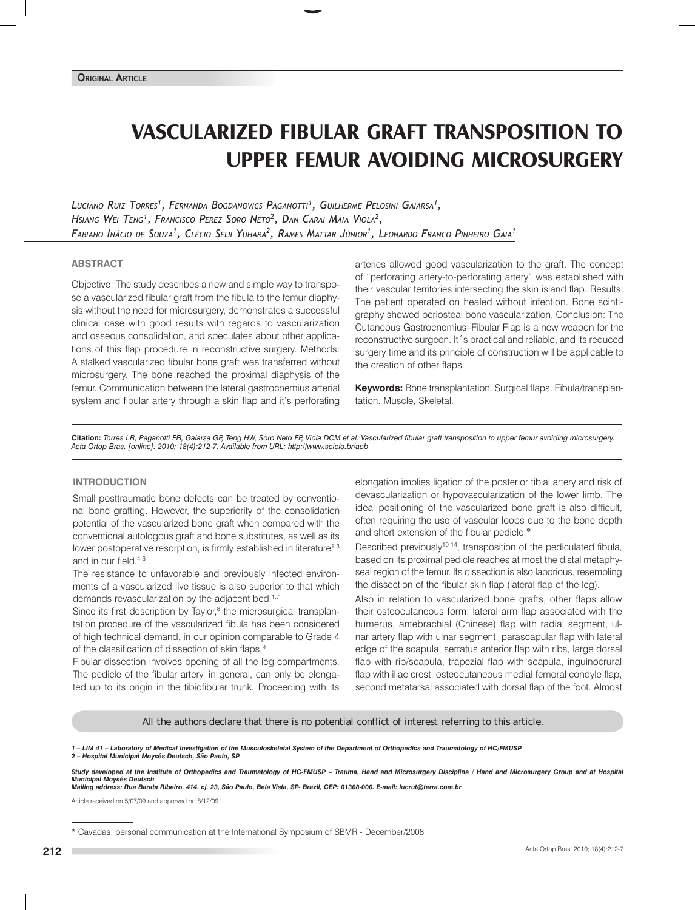**Original Article**

# VASCULARIZED FIBULAR GRAFT TRANSPOSITION TO UPPER FEMUR AVOIDING MICROSURGERY

*Luciano Ruiz Torres[1], Fernanda Bogdanovics Paganotti[1], Guilherme Pelosini Gaiarsa[1], Hsiang Wei Teng[1], Francisco Perez Soro Neto[2], Dan Carai Maia Viola[2], Fabiano Inácio de Souza[1], Clécio Seiji Yuhara[2], Rames Mattar Júnior[1], Leonardo Franco Pinheiro Gaia[1]*

## ABSTRACT

Objective: The study describes a new and simple way to transpose a vascularized fibular graft from the fibula to the femur diaphysis without the need for microsurgery, demonstrates a successful clinical case with good results with regards to vascularization and osseous consolidation, and speculates about other applications of this flap procedure in reconstructive surgery. Methods: A stalked vascularized fibular bone graft was transferred without microsurgery. The bone reached the proximal diaphysis of the femur. Communication between the lateral gastrocnemius arterial system and fibular artery through a skin flap and it's perforating arteries allowed good vascularization to the graft. The concept of "perforating artery-to-perforating artery" was established with their vascular territories intersecting the skin island flap. Results: The patient operated on healed without infection. Bone scintigraphy showed periosteal bone vascularization. Conclusion: The Cutaneous Gastrocnemius–Fibular Flap is a new weapon for the reconstructive surgeon. It´s practical and reliable, and its reduced surgery time and its principle of construction will be applicable to the creation of other flaps.

**Keywords:** Bone transplantation. Surgical flaps. Fibula/transplantation. Muscle, Skeletal.

**Citation:** *Torres LR, Paganotti FB, Gaiarsa GP, Teng HW, Soro Neto FP, Viola DCM et al. Vascularized fibular graft transposition to upper femur avoiding microsurgery. Acta Ortop Bras. [online]. 2010; 18(4):212-7. Available from URL: http://www.scielo.br/aob*

## INTRODUCTION

Small posttraumatic bone defects can be treated by conventional bone grafting. However, the superiority of the consolidation potential of the vascularized bone graft when compared with the conventional autologous graft and bone substitutes, as well as its lower postoperative resorption, is firmly established in literature[1-3] and in our field.[4-6]

The resistance to unfavorable and previously infected environments of a vascularized live tissue is also superior to that which demands revascularization by the adjacent bed.[1,7]

Since its first description by Taylor,[8] the microsurgical transplantation procedure of the vascularized fibula has been considered of high technical demand, in our opinion comparable to Grade 4 of the classification of dissection of skin flaps.[9]

Fibular dissection involves opening of all the leg compartments. The pedicle of the fibular artery, in general, can only be elongated up to its origin in the tibiofibular trunk. Proceeding with its elongation implies ligation of the posterior tibial artery and risk of devascularization or hypovascularization of the lower limb. The ideal positioning of the vascularized bone graft is also difficult, often requiring the use of vascular loops due to the bone depth and short extension of the fibular pedicle.*

Described previously[10-14], transposition of the pediculated fibula, based on its proximal pedicle reaches at most the distal metaphyseal region of the femur. Its dissection is also laborious, resembling the dissection of the fibular skin flap (lateral flap of the leg).

Also in relation to vascularized bone grafts, other flaps allow their osteocutaneous form: lateral arm flap associated with the humerus, antebrachial (Chinese) flap with radial segment, ulnar artery flap with ulnar segment, parascapular flap with lateral edge of the scapula, serratus anterior flap with ribs, large dorsal flap with rib/scapula, trapezial flap with scapula, inguinocrural flap with iliac crest, osteocutaneous medial femoral condyle flap, second metatarsal associated with dorsal flap of the foot. Almost

All the authors declare that there is no potential conflict of interest referring to this article.

*1 – LIM 41 – Laboratory of Medical Investigation of the Musculoskeletal System of the Department of Orthopedics and Traumatology of HC/FMUSP*
*2 – Hospital Municipal Moysés Deutsch, São Paulo, SP*

*Study developed at the Institute of Orthopedics and Traumatology of HC-FMUSP – Trauma, Hand and Microsurgery Discipline / Hand and Microsurgery Group and at Hospital Municipal Moysés Deutsch*
*Mailing address: Rua Barata Ribeiro, 414, cj. 23, São Paulo, Bela Vista, SP- Brazil, CEP: 01308-000. E-mail: lucrut@terra.com.br*

Article received on 5/07/09 and approved on 8/12/09

\* Cavadas, personal communication at the International Symposium of SBMR - December/2008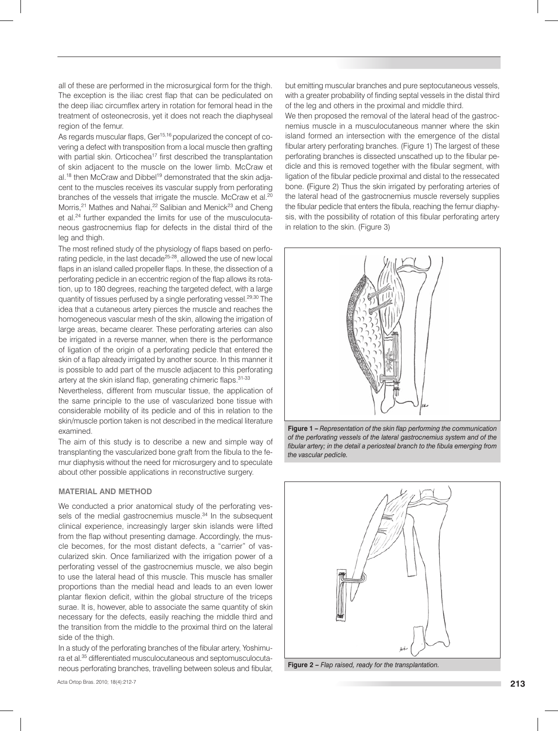all of these are performed in the microsurgical form for the thigh. The exception is the iliac crest flap that can be pediculated on the deep iliac circumflex artery in rotation for femoral head in the treatment of osteonecrosis, yet it does not reach the diaphyseal region of the femur.

As regards muscular flaps, Ger[15,16] popularized the concept of covering a defect with transposition from a local muscle then grafting with partial skin. Orticochea[17] first described the transplantation of skin adjacent to the muscle on the lower limb. McCraw et al.[18] then McCraw and Dibbel[19] demonstrated that the skin adjacent to the muscles receives its vascular supply from perforating branches of the vessels that irrigate the muscle. McCraw et al.[20] Morris,[21] Mathes and Nahai,[22] Salibian and Menick[23] and Cheng et al.[24] further expanded the limits for use of the musculocutaneous gastrocnemius flap for defects in the distal third of the leg and thigh.

The most refined study of the physiology of flaps based on perforating pedicle, in the last decade[25-28], allowed the use of new local flaps in an island called propeller flaps. In these, the dissection of a perforating pedicle in an eccentric region of the flap allows its rotation, up to 180 degrees, reaching the targeted defect, with a large quantity of tissues perfused by a single perforating vessel.[29,30] The idea that a cutaneous artery pierces the muscle and reaches the homogeneous vascular mesh of the skin, allowing the irrigation of large areas, became clearer. These perforating arteries can also be irrigated in a reverse manner, when there is the performance of ligation of the origin of a perforating pedicle that entered the skin of a flap already irrigated by another source. In this manner it is possible to add part of the muscle adjacent to this perforating artery at the skin island flap, generating chimeric flaps.[31-33]

Nevertheless, different from muscular tissue, the application of the same principle to the use of vascularized bone tissue with considerable mobility of its pedicle and of this in relation to the skin/muscle portion taken is not described in the medical literature examined.

The aim of this study is to describe a new and simple way of transplanting the vascularized bone graft from the fibula to the femur diaphysis without the need for microsurgery and to speculate about other possible applications in reconstructive surgery.

## MATERIAL AND METHOD

We conducted a prior anatomical study of the perforating vessels of the medial gastrocnemius muscle.[34] In the subsequent clinical experience, increasingly larger skin islands were lifted from the flap without presenting damage. Accordingly, the muscle becomes, for the most distant defects, a "carrier" of vascularized skin. Once familiarized with the irrigation power of a perforating vessel of the gastrocnemius muscle, we also begin to use the lateral head of this muscle. This muscle has smaller proportions than the medial head and leads to an even lower plantar flexion deficit, within the global structure of the triceps surae. It is, however, able to associate the same quantity of skin necessary for the defects, easily reaching the middle third and the transition from the middle to the proximal third on the lateral side of the thigh.

In a study of the perforating branches of the fibular artery, Yoshimura et al.[35] differentiated musculocutaneous and septomusculocutaneous perforating branches, travelling between soleus and fibular, but emitting muscular branches and pure septocutaneous vessels, with a greater probability of finding septal vessels in the distal third of the leg and others in the proximal and middle third.

We then proposed the removal of the lateral head of the gastrocnemius muscle in a musculocutaneous manner where the skin island formed an intersection with the emergence of the distal fibular artery perforating branches. (Figure 1) The largest of these perforating branches is dissected unscathed up to the fibular pedicle and this is removed together with the fibular segment, with ligation of the fibular pedicle proximal and distal to the ressecated bone. (Figure 2) Thus the skin irrigated by perforating arteries of the lateral head of the gastrocnemius muscle reversely supplies the fibular pedicle that enters the fibula, reaching the femur diaphysis, with the possibility of rotation of this fibular perforating artery in relation to the skin. (Figure 3)

**Figure 1 –** *Representation of the skin flap performing the communication of the perforating vessels of the lateral gastrocnemius system and of the fibular artery; in the detail a periosteal branch to the fibula emerging from the vascular pedicle.*

**Figure 2 –** *Flap raised, ready for the transplantation.*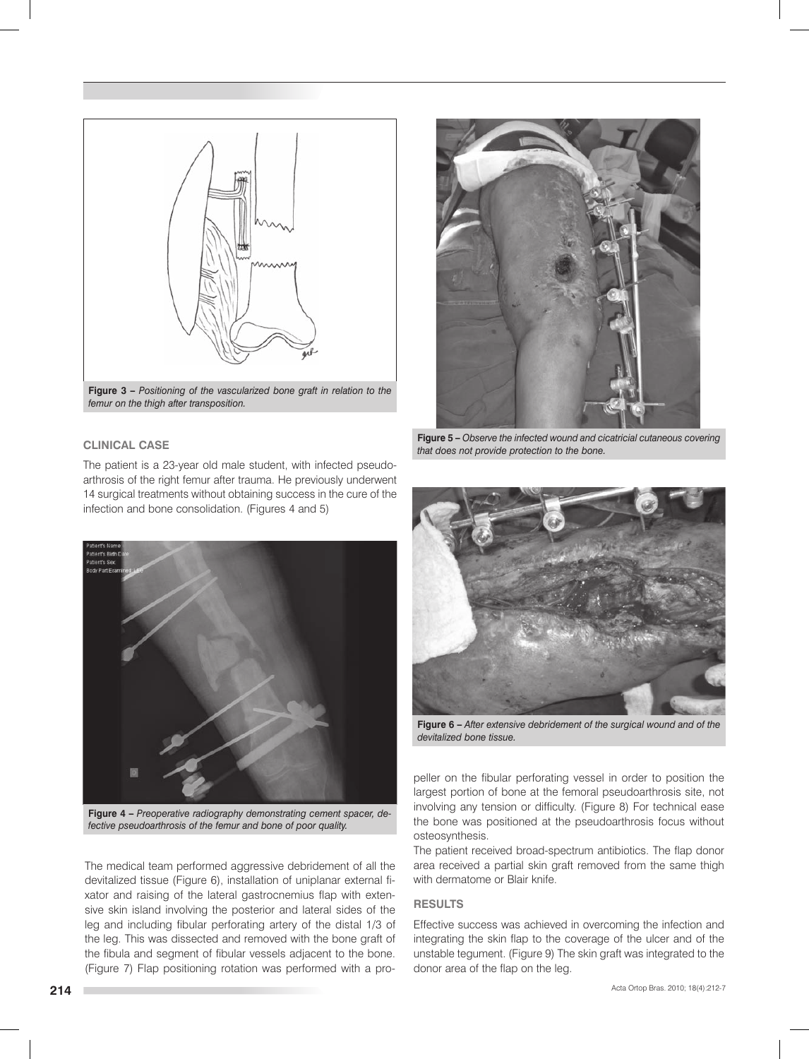**Figure 3 –** *Positioning of the vascularized bone graft in relation to the femur on the thigh after transposition.*

## CLINICAL CASE

The patient is a 23-year old male student, with infected pseudoarthrosis of the right femur after trauma. He previously underwent 14 surgical treatments without obtaining success in the cure of the infection and bone consolidation. (Figures 4 and 5)

**Figure 4 –** *Preoperative radiography demonstrating cement spacer, defective pseudoarthrosis of the femur and bone of poor quality.*

The medical team performed aggressive debridement of all the devitalized tissue (Figure 6), installation of uniplanar external fixator and raising of the lateral gastrocnemius flap with extensive skin island involving the posterior and lateral sides of the leg and including fibular perforating artery of the distal 1/3 of the leg. This was dissected and removed with the bone graft of the fibula and segment of fibular vessels adjacent to the bone. (Figure 7) Flap positioning rotation was performed with a propeller on the fibular perforating vessel in order to position the largest portion of bone at the femoral pseudoarthrosis site, not involving any tension or difficulty. (Figure 8) For technical ease the bone was positioned at the pseudoarthrosis focus without osteosynthesis.

**Figure 5 –** *Observe the infected wound and cicatricial cutaneous covering that does not provide protection to the bone.*

**Figure 6 –** *After extensive debridement of the surgical wound and of the devitalized bone tissue.*

The patient received broad-spectrum antibiotics. The flap donor area received a partial skin graft removed from the same thigh with dermatome or Blair knife.

## RESULTS

Effective success was achieved in overcoming the infection and integrating the skin flap to the coverage of the ulcer and of the unstable tegument. (Figure 9) The skin graft was integrated to the donor area of the flap on the leg.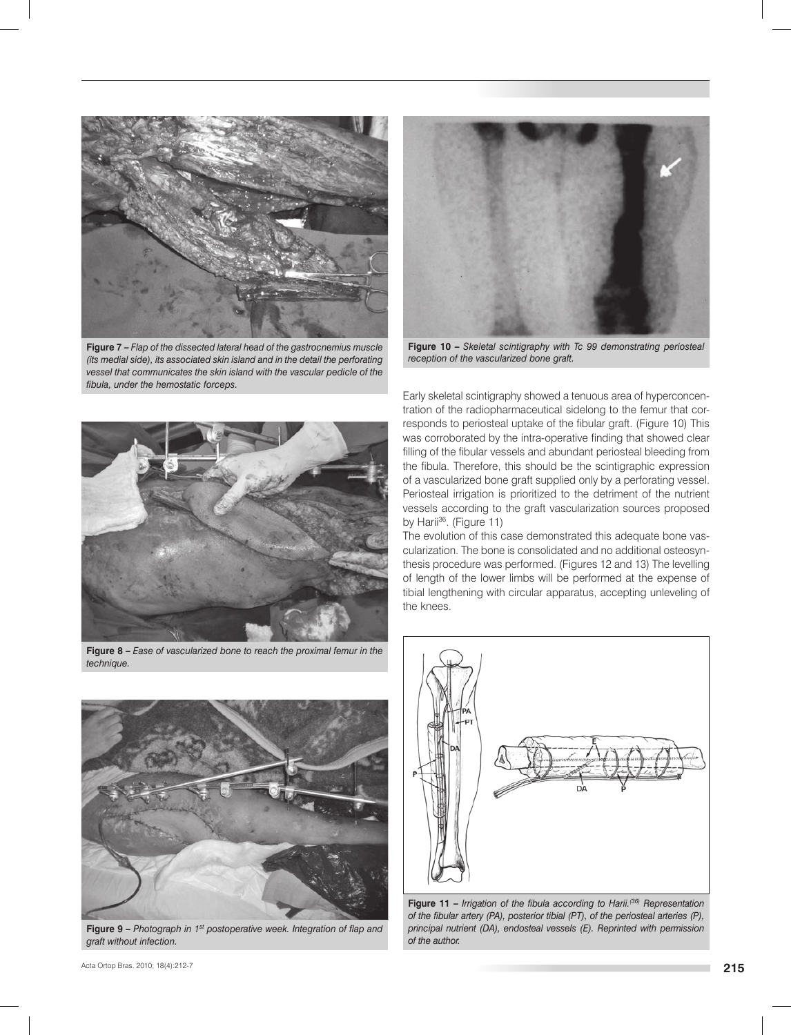**Figure 7 –** *Flap of the dissected lateral head of the gastrocnemius muscle (its medial side), its associated skin island and in the detail the perforating vessel that communicates the skin island with the vascular pedicle of the fibula, under the hemostatic forceps.*

**Figure 8 –** *Ease of vascularized bone to reach the proximal femur in the technique.*

**Figure 9 –** *Photograph in 1st postoperative week. Integration of flap and graft without infection.*

**Figure 10 –** *Skeletal scintigraphy with Tc 99 demonstrating periosteal reception of the vascularized bone graft.*

Early skeletal scintigraphy showed a tenuous area of hyperconcentration of the radiopharmaceutical sidelong to the femur that corresponds to periosteal uptake of the fibular graft. (Figure 10) This was corroborated by the intra-operative finding that showed clear filling of the fibular vessels and abundant periosteal bleeding from the fibula. Therefore, this should be the scintigraphic expression of a vascularized bone graft supplied only by a perforating vessel. Periosteal irrigation is prioritized to the detriment of the nutrient vessels according to the graft vascularization sources proposed by Harii[36]. (Figure 11)

The evolution of this case demonstrated this adequate bone vascularization. The bone is consolidated and no additional osteosynthesis procedure was performed. (Figures 12 and 13) The levelling of length of the lower limbs will be performed at the expense of tibial lengthening with circular apparatus, accepting unleveling of the knees.

**Figure 11 –** *Irrigation of the fibula according to Harii.[36] Representation of the fibular artery (PA), posterior tibial (PT), of the periosteal arteries (P), principal nutrient (DA), endosteal vessels (E). Reprinted with permission of the author.*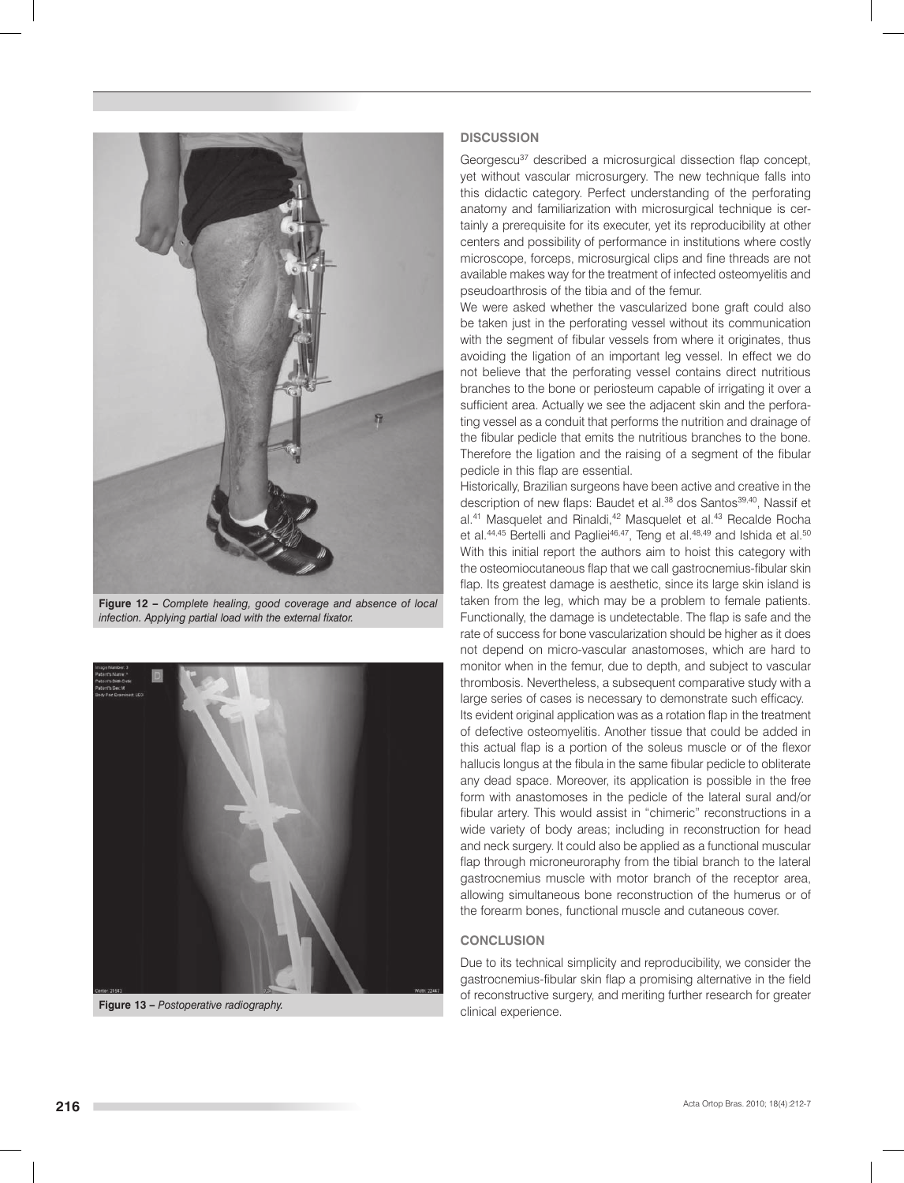Figure 12 – *Complete healing, good coverage and absence of local infection. Applying partial load with the external fixator.*

Figure 13 – *Postoperative radiography.*

## DISCUSSION

Georgescu[37] described a microsurgical dissection flap concept, yet without vascular microsurgery. The new technique falls into this didactic category. Perfect understanding of the perforating anatomy and familiarization with microsurgical technique is certainly a prerequisite for its executer, yet its reproducibility at other centers and possibility of performance in institutions where costly microscope, forceps, microsurgical clips and fine threads are not available makes way for the treatment of infected osteomyelitis and pseudoarthrosis of the tibia and of the femur.

We were asked whether the vascularized bone graft could also be taken just in the perforating vessel without its communication with the segment of fibular vessels from where it originates, thus avoiding the ligation of an important leg vessel. In effect we do not believe that the perforating vessel contains direct nutritious branches to the bone or periosteum capable of irrigating it over a sufficient area. Actually we see the adjacent skin and the perforating vessel as a conduit that performs the nutrition and drainage of the fibular pedicle that emits the nutritious branches to the bone. Therefore the ligation and the raising of a segment of the fibular pedicle in this flap are essential.

Historically, Brazilian surgeons have been active and creative in the description of new flaps: Baudet et al.[38] dos Santos[39,40], Nassif et al.[41] Masquelet and Rinaldi,[42] Masquelet et al.[43] Recalde Rocha et al.[44,45] Bertelli and Pagliei[46,47], Teng et al.[48,49] and Ishida et al.[50] With this initial report the authors aim to hoist this category with the osteomiocutaneous flap that we call gastrocnemius-fibular skin flap. Its greatest damage is aesthetic, since its large skin island is taken from the leg, which may be a problem to female patients. Functionally, the damage is undetectable. The flap is safe and the rate of success for bone vascularization should be higher as it does not depend on micro-vascular anastomoses, which are hard to monitor when in the femur, due to depth, and subject to vascular thrombosis. Nevertheless, a subsequent comparative study with a large series of cases is necessary to demonstrate such efficacy.

Its evident original application was as a rotation flap in the treatment of defective osteomyelitis. Another tissue that could be added in this actual flap is a portion of the soleus muscle or of the flexor hallucis longus at the fibula in the same fibular pedicle to obliterate any dead space. Moreover, its application is possible in the free form with anastomoses in the pedicle of the lateral sural and/or fibular artery. This would assist in "chimeric" reconstructions in a wide variety of body areas; including in reconstruction for head and neck surgery. It could also be applied as a functional muscular flap through microneurorraphy from the tibial branch to the lateral gastrocnemius muscle with motor branch of the receptor area, allowing simultaneous bone reconstruction of the humerus or of the forearm bones, functional muscle and cutaneous cover.

## CONCLUSION

Due to its technical simplicity and reproducibility, we consider the gastrocnemius-fibular skin flap a promising alternative in the field of reconstructive surgery, and meriting further research for greater clinical experience.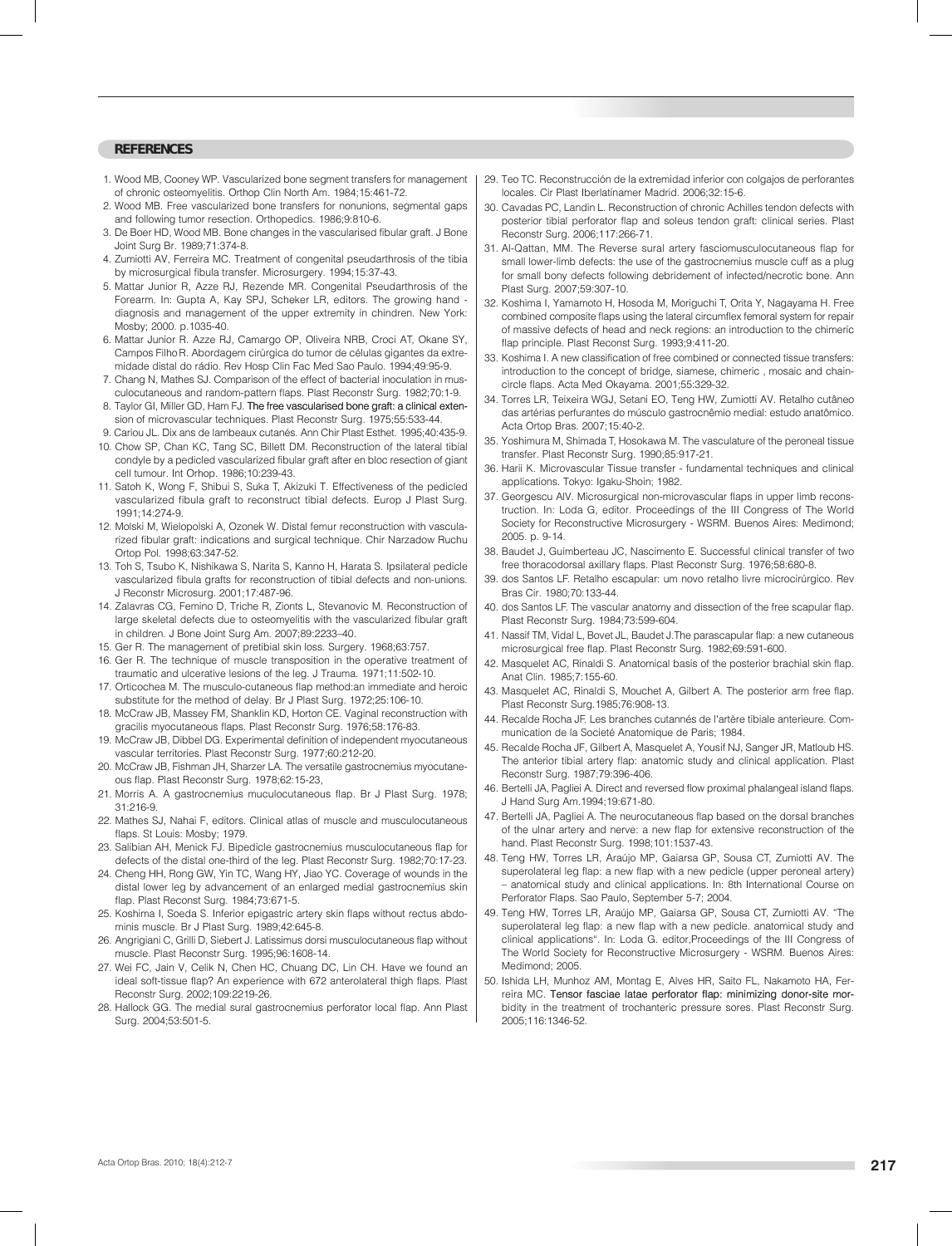## REFERENCES

1. Wood MB, Cooney WP. Vascularized bone segment transfers for management of chronic osteomyelitis. Orthop Clin North Am. 1984;15:461-72.
2. Wood MB. Free vascularized bone transfers for nonunions, segmental gaps and following tumor resection. Orthopedics. 1986;9:810-6.
3. De Boer HD, Wood MB. Bone changes in the vascularised fibular graft. J Bone Joint Surg Br. 1989;71:374-8.
4. Zumiotti AV, Ferreira MC. Treatment of congenital pseudarthrosis of the tibia by microsurgical fibula transfer. Microsurgery. 1994;15:37-43.
5. Mattar Junior R, Azze RJ, Rezende MR. Congenital Pseudarthrosis of the Forearm. In: Gupta A, Kay SPJ, Scheker LR, editors. The growing hand - diagnosis and management of the upper extremity in chindren. New York: Mosby; 2000. p.1035-40.
6. Mattar Junior R. Azze RJ, Camargo OP, Oliveira NRB, Croci AT, Okane SY, Campos Filho R. Abordagem cirúrgica do tumor de células gigantes da extremidade distal do rádio. Rev Hosp Clin Fac Med Sao Paulo. 1994;49:95-9.
7. Chang N, Mathes SJ. Comparison of the effect of bacterial inoculation in musculocutaneous and random-pattern flaps. Plast Reconstr Surg. 1982;70:1-9.
8. Taylor GI, Miller GD, Ham FJ. The free vascularised bone graft: a clinical extension of microvascular techniques. Plast Reconstr Surg. 1975;55:533-44.
9. Cariou JL. Dix ans de lambeaux cutanés. Ann Chir Plast Esthet. 1995;40:435-9.
10. Chow SP, Chan KC, Tang SC, Billett DM. Reconstruction of the lateral tibial condyle by a pedicled vascularized fibular graft after en bloc resection of giant cell tumour. Int Orhop. 1986;10:239-43.
11. Satoh K, Wong F, Shibui S, Suka T, Akizuki T. Effectiveness of the pedicled vascularized fibula graft to reconstruct tibial defects. Europ J Plast Surg. 1991;14:274-9.
12. Molski M, Wielopolski A, Ozonek W. Distal femur reconstruction with vascularized fibular graft: indications and surgical technique. Chir Narzadow Ruchu Ortop Pol. 1998;63:347-52.
13. Toh S, Tsubo K, Nishikawa S, Narita S, Kanno H, Harata S. Ipsilateral pedicle vascularized fibula grafts for reconstruction of tibial defects and non-unions. J Reconstr Microsurg. 2001;17:487-96.
14. Zalavras CG, Femino D, Triche R, Zionts L, Stevanovic M. Reconstruction of large skeletal defects due to osteomyelitis with the vascularized fibular graft in children. J Bone Joint Surg Am. 2007;89:2233–40.
15. Ger R. The management of pretibial skin loss. Surgery. 1968;63:757.
16. Ger R. The technique of muscle transposition in the operative treatment of traumatic and ulcerative lesions of the leg. J Trauma. 1971;11:502-10.
17. Orticochea M. The musculo-cutaneous flap method:an immediate and heroic substitute for the method of delay. Br J Plast Surg. 1972;25:106-10.
18. McCraw JB, Massey FM, Shanklin KD, Horton CE. Vaginal reconstruction with gracilis myocutaneous flaps. Plast Reconstr Surg. 1976;58:176-83.
19. McCraw JB, Dibbel DG. Experimental definition of independent myocutaneous vascular territories. Plast Reconstr Surg. 1977;60:212-20.
20. McCraw JB, Fishman JH, Sharzer LA. The versatile gastrocnemius myocutaneous flap. Plast Reconstr Surg. 1978;62:15-23,
21. Morris A. A gastrocnemius muculocutaneous flap. Br J Plast Surg. 1978; 31:216-9.
22. Mathes SJ, Nahai F, editors. Clinical atlas of muscle and musculocutaneous flaps. St Louis: Mosby; 1979.
23. Salibian AH, Menick FJ. Bipedicle gastrocnemius musculocutaneous flap for defects of the distal one-third of the leg. Plast Reconstr Surg. 1982;70:17-23.
24. Cheng HH, Rong GW, Yin TC, Wang HY, Jiao YC. Coverage of wounds in the distal lower leg by advancement of an enlarged medial gastrocnemius skin flap. Plast Reconst Surg. 1984;73:671-5.
25. Koshima I, Soeda S. Inferior epigastric artery skin flaps without rectus abdominis muscle. Br J Plast Surg. 1989;42:645-8.
26. Angrigiani C, Grilli D, Siebert J. Latissimus dorsi musculocutaneous flap without muscle. Plast Reconstr Surg. 1995;96:1608-14.
27. Wei FC, Jain V, Celik N, Chen HC, Chuang DC, Lin CH. Have we found an ideal soft-tissue flap? An experience with 672 anterolateral thigh flaps. Plast Reconstr Surg. 2002;109:2219-26.
28. Hallock GG. The medial sural gastrocnemius perforator local flap. Ann Plast Surg. 2004;53:501-5.
29. Teo TC. Reconstrucción de la extremidad inferior con colgajos de perforantes locales. Cir Plast Iberlatinamer Madrid. 2006;32:15-6.
30. Cavadas PC, Landin L. Reconstruction of chronic Achilles tendon defects with posterior tibial perforator flap and soleus tendon graft: clinical series. Plast Reconstr Surg. 2006;117:266-71.
31. Al-Qattan, MM. The Reverse sural artery fasciomusculocutaneous flap for small lower-limb defects: the use of the gastrocnemius muscle cuff as a plug for small bony defects following debridement of infected/necrotic bone. Ann Plast Surg. 2007;59:307-10.
32. Koshima I, Yamamoto H, Hosoda M, Moriguchi T, Orita Y, Nagayama H. Free combined composite flaps using the lateral circumflex femoral system for repair of massive defects of head and neck regions: an introduction to the chimeric flap principle. Plast Reconst Surg. 1993;9:411-20.
33. Koshima I. A new classification of free combined or connected tissue transfers: introduction to the concept of bridge, siamese, chimeric , mosaic and chain-circle flaps. Acta Med Okayama. 2001;55:329-32.
34. Torres LR, Teixeira WGJ, Setani EO, Teng HW, Zumiotti AV. Retalho cutâneo das artérias perfurantes do músculo gastrocnêmio medial: estudo anatômico. Acta Ortop Bras. 2007;15:40-2.
35. Yoshimura M, Shimada T, Hosokawa M. The vasculature of the peroneal tissue transfer. Plast Reconstr Surg. 1990;85:917-21.
36. Harii K. Microvascular Tissue transfer - fundamental techniques and clinical applications. Tokyo: Igaku-Shoin; 1982.
37. Georgescu AIV. Microsurgical non-microvascular flaps in upper limb reconstruction. In: Loda G, editor. Proceedings of the III Congress of The World Society for Reconstructive Microsurgery - WSRM. Buenos Aires: Medimond; 2005. p. 9-14.
38. Baudet J, Guimberteau JC, Nascimento E. Successful clinical transfer of two free thoracodorsal axillary flaps. Plast Reconstr Surg. 1976;58:680-8.
39. dos Santos LF. Retalho escapular: um novo retalho livre microcirúrgico. Rev Bras Cir. 1980;70:133-44.
40. dos Santos LF. The vascular anatomy and dissection of the free scapular flap. Plast Reconstr Surg. 1984;73:599-604.
41. Nassif TM, Vidal L, Bovet JL, Baudet J.The parascapular flap: a new cutaneous microsurgical free flap. Plast Reconstr Surg. 1982;69:591-600.
42. Masquelet AC, Rinaldi S. Anatomical basis of the posterior brachial skin flap. Anat Clin. 1985;7:155-60.
43. Masquelet AC, Rinaldi S, Mouchet A, Gilbert A. The posterior arm free flap. Plast Reconstr Surg.1985;76:908-13.
44. Recalde Rocha JF. Les branches cutannés de l'artère tibiale anterieure. Communication de la Societé Anatomique de Paris; 1984.
45. Recalde Rocha JF, Gilbert A, Masquelet A, Yousif NJ, Sanger JR, Matloub HS. The anterior tibial artery flap: anatomic study and clinical application. Plast Reconstr Surg. 1987;79:396-406.
46. Bertelli JA, Pagliei A. Direct and reversed flow proximal phalangeal island flaps. J Hand Surg Am.1994;19:671-80.
47. Bertelli JA, Pagliei A. The neurocutaneous flap based on the dorsal branches of the ulnar artery and nerve: a new flap for extensive reconstruction of the hand. Plast Reconstr Surg. 1998;101:1537-43.
48. Teng HW, Torres LR, Araújo MP, Gaiarsa GP, Sousa CT, Zumiotti AV. The superolateral leg flap: a new flap with a new pedicle (upper peroneal artery) – anatomical study and clinical applications. In: 8th International Course on Perforator Flaps. Sao Paulo, September 5-7; 2004.
49. Teng HW, Torres LR, Araújo MP, Gaiarsa GP, Sousa CT, Zumiotti AV. "The superolateral leg flap: a new flap with a new pedicle. anatomical study and clinical applications". In: Loda G. editor,Proceedings of the III Congress of The World Society for Reconstructive Microsurgery - WSRM. Buenos Aires: Medimond; 2005.
50. Ishida LH, Munhoz AM, Montag E, Alves HR, Saito FL, Nakamoto HA, Ferreira MC. Tensor fasciae latae perforator flap: minimizing donor-site morbidity in the treatment of trochanteric pressure sores. Plast Reconstr Surg. 2005;116:1346-52.